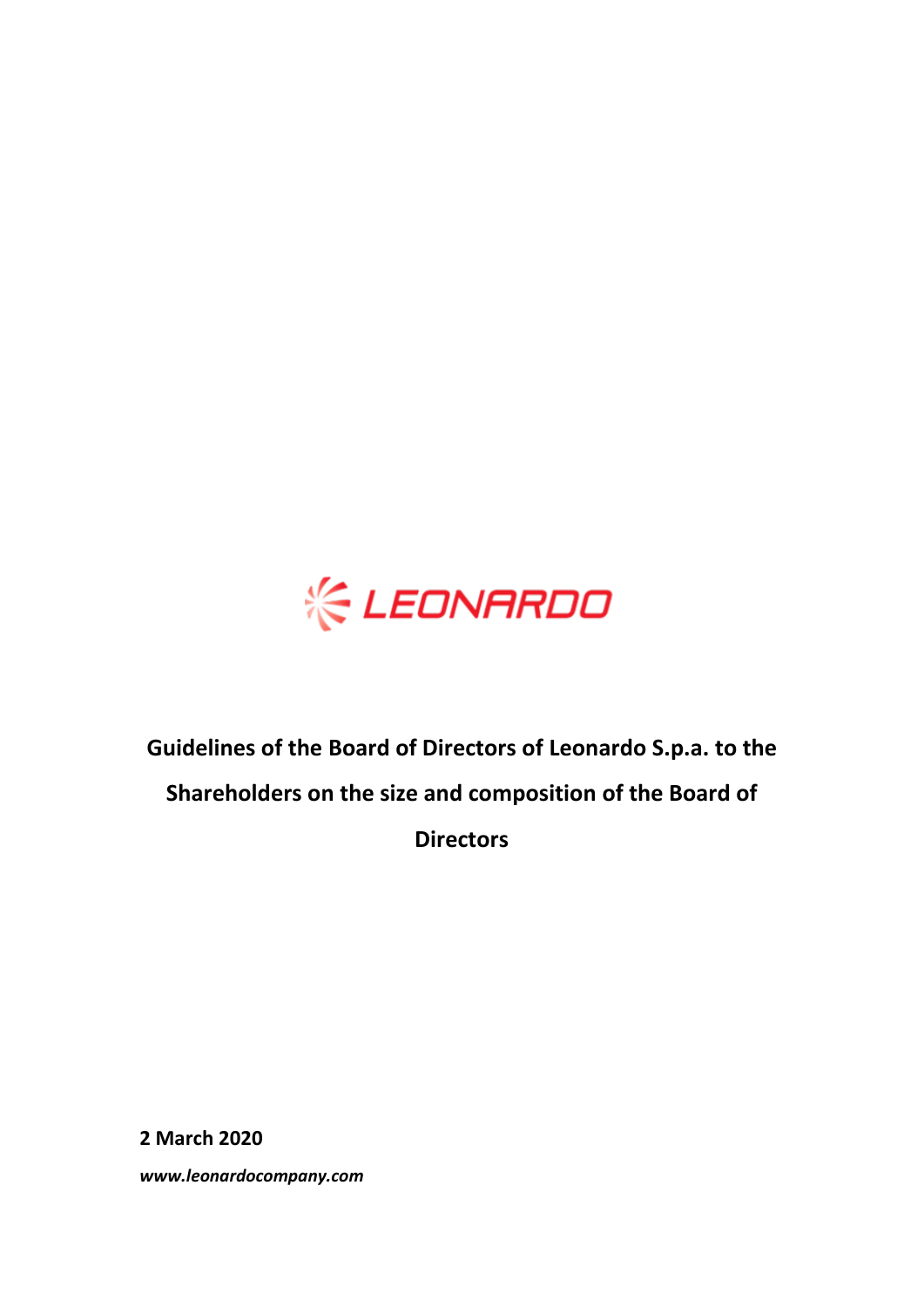LEONARDO

# Guidelines of the Board of Directors of Leonardo S.p.a. to the Shareholders on the size and composition of the Board of Directors

**2 March 2020**

***www.leonardocompany.com***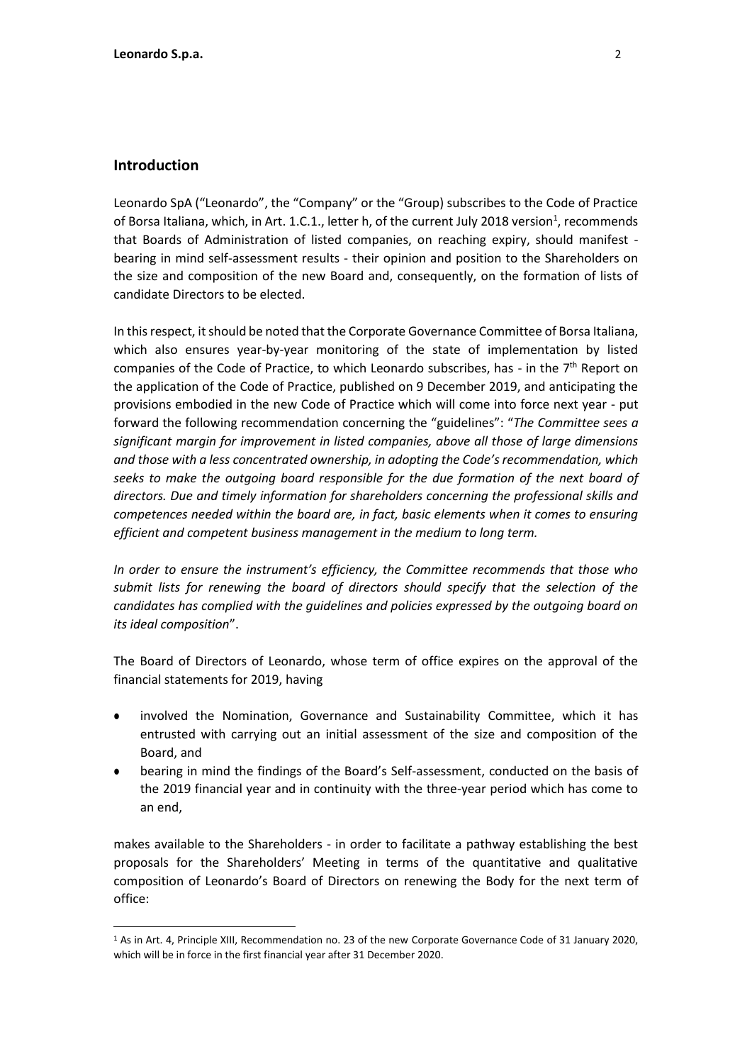## Introduction

Leonardo SpA ("Leonardo", the "Company" or the "Group) subscribes to the Code of Practice of Borsa Italiana, which, in Art. 1.C.1., letter h, of the current July 2018 version[1], recommends that Boards of Administration of listed companies, on reaching expiry, should manifest - bearing in mind self-assessment results - their opinion and position to the Shareholders on the size and composition of the new Board and, consequently, on the formation of lists of candidate Directors to be elected.

In this respect, it should be noted that the Corporate Governance Committee of Borsa Italiana, which also ensures year-by-year monitoring of the state of implementation by listed companies of the Code of Practice, to which Leonardo subscribes, has - in the 7th Report on the application of the Code of Practice, published on 9 December 2019, and anticipating the provisions embodied in the new Code of Practice which will come into force next year - put forward the following recommendation concerning the "guidelines": "*The Committee sees a significant margin for improvement in listed companies, above all those of large dimensions and those with a less concentrated ownership, in adopting the Code's recommendation, which seeks to make the outgoing board responsible for the due formation of the next board of directors. Due and timely information for shareholders concerning the professional skills and competences needed within the board are, in fact, basic elements when it comes to ensuring efficient and competent business management in the medium to long term.*

*In order to ensure the instrument's efficiency, the Committee recommends that those who submit lists for renewing the board of directors should specify that the selection of the candidates has complied with the guidelines and policies expressed by the outgoing board on its ideal composition*".

The Board of Directors of Leonardo, whose term of office expires on the approval of the financial statements for 2019, having

- involved the Nomination, Governance and Sustainability Committee, which it has entrusted with carrying out an initial assessment of the size and composition of the Board, and
- bearing in mind the findings of the Board's Self-assessment, conducted on the basis of the 2019 financial year and in continuity with the three-year period which has come to an end,

makes available to the Shareholders - in order to facilitate a pathway establishing the best proposals for the Shareholders' Meeting in terms of the quantitative and qualitative composition of Leonardo's Board of Directors on renewing the Body for the next term of office:

[1] As in Art. 4, Principle XIII, Recommendation no. 23 of the new Corporate Governance Code of 31 January 2020, which will be in force in the first financial year after 31 December 2020.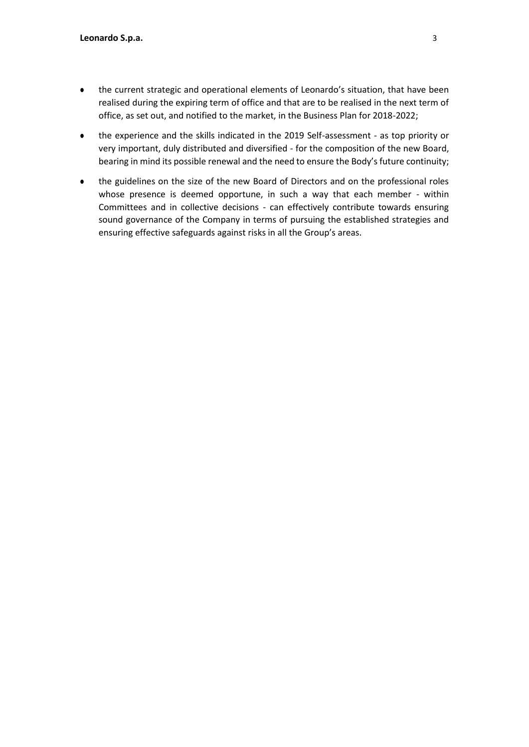- the current strategic and operational elements of Leonardo's situation, that have been realised during the expiring term of office and that are to be realised in the next term of office, as set out, and notified to the market, in the Business Plan for 2018-2022;
- the experience and the skills indicated in the 2019 Self-assessment - as top priority or very important, duly distributed and diversified - for the composition of the new Board, bearing in mind its possible renewal and the need to ensure the Body's future continuity;
- the guidelines on the size of the new Board of Directors and on the professional roles whose presence is deemed opportune, in such a way that each member - within Committees and in collective decisions - can effectively contribute towards ensuring sound governance of the Company in terms of pursuing the established strategies and ensuring effective safeguards against risks in all the Group's areas.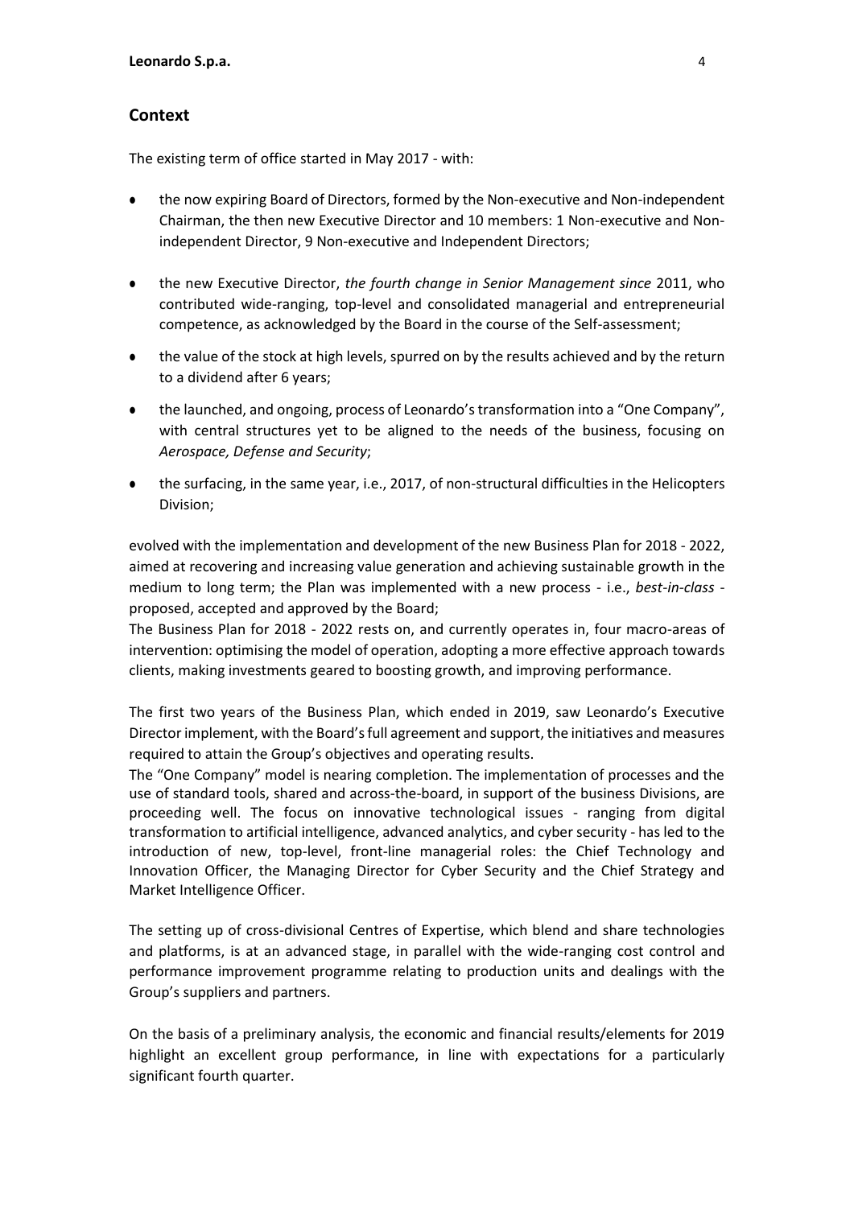## Context

The existing term of office started in May 2017 - with:

- the now expiring Board of Directors, formed by the Non-executive and Non-independent Chairman, the then new Executive Director and 10 members: 1 Non-executive and Non-independent Director, 9 Non-executive and Independent Directors;
- the new Executive Director, *the fourth change in Senior Management since* 2011, who contributed wide-ranging, top-level and consolidated managerial and entrepreneurial competence, as acknowledged by the Board in the course of the Self-assessment;
- the value of the stock at high levels, spurred on by the results achieved and by the return to a dividend after 6 years;
- the launched, and ongoing, process of Leonardo's transformation into a "One Company", with central structures yet to be aligned to the needs of the business, focusing on *Aerospace, Defense and Security*;
- the surfacing, in the same year, i.e., 2017, of non-structural difficulties in the Helicopters Division;

evolved with the implementation and development of the new Business Plan for 2018 - 2022, aimed at recovering and increasing value generation and achieving sustainable growth in the medium to long term; the Plan was implemented with a new process - i.e., *best-in-class* - proposed, accepted and approved by the Board;

The Business Plan for 2018 - 2022 rests on, and currently operates in, four macro-areas of intervention: optimising the model of operation, adopting a more effective approach towards clients, making investments geared to boosting growth, and improving performance.

The first two years of the Business Plan, which ended in 2019, saw Leonardo's Executive Director implement, with the Board's full agreement and support, the initiatives and measures required to attain the Group's objectives and operating results.

The "One Company" model is nearing completion. The implementation of processes and the use of standard tools, shared and across-the-board, in support of the business Divisions, are proceeding well. The focus on innovative technological issues - ranging from digital transformation to artificial intelligence, advanced analytics, and cyber security - has led to the introduction of new, top-level, front-line managerial roles: the Chief Technology and Innovation Officer, the Managing Director for Cyber Security and the Chief Strategy and Market Intelligence Officer.

The setting up of cross-divisional Centres of Expertise, which blend and share technologies and platforms, is at an advanced stage, in parallel with the wide-ranging cost control and performance improvement programme relating to production units and dealings with the Group's suppliers and partners.

On the basis of a preliminary analysis, the economic and financial results/elements for 2019 highlight an excellent group performance, in line with expectations for a particularly significant fourth quarter.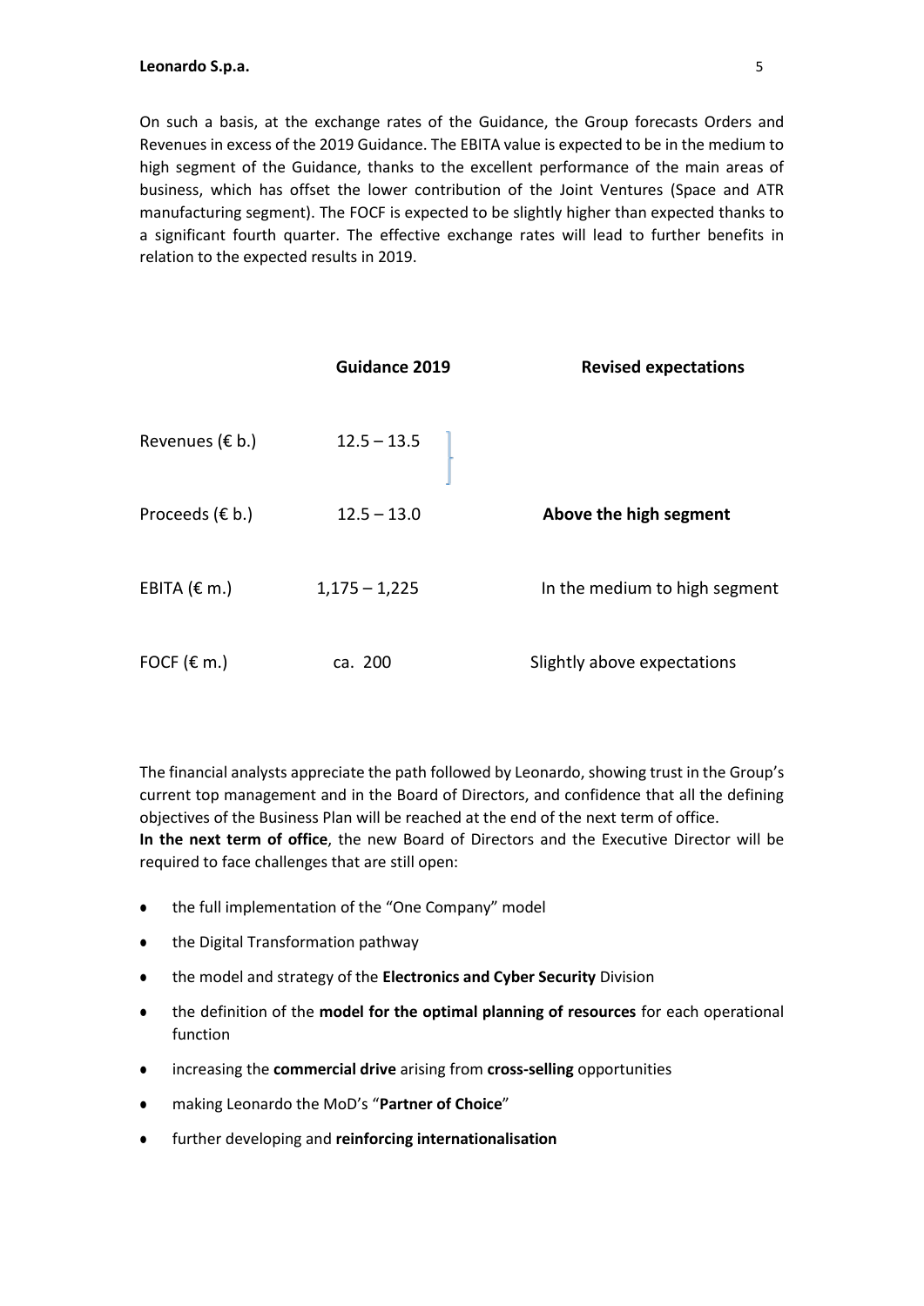On such a basis, at the exchange rates of the Guidance, the Group forecasts Orders and Revenues in excess of the 2019 Guidance. The EBITA value is expected to be in the medium to high segment of the Guidance, thanks to the excellent performance of the main areas of business, which has offset the lower contribution of the Joint Ventures (Space and ATR manufacturing segment). The FOCF is expected to be slightly higher than expected thanks to a significant fourth quarter. The effective exchange rates will lead to further benefits in relation to the expected results in 2019.

| | Guidance 2019 | Revised expectations |
|---|---|---|
| Revenues (€ b.) | 12.5 – 13.5 | |
| Proceeds (€ b.) | 12.5 – 13.0 | **Above the high segment** |
| EBITA (€ m.) | 1,175 – 1,225 | In the medium to high segment |
| FOCF (€ m.) | ca. 200 | Slightly above expectations |

The financial analysts appreciate the path followed by Leonardo, showing trust in the Group's current top management and in the Board of Directors, and confidence that all the defining objectives of the Business Plan will be reached at the end of the next term of office.
**In the next term of office**, the new Board of Directors and the Executive Director will be required to face challenges that are still open:

- the full implementation of the "One Company" model
- the Digital Transformation pathway
- the model and strategy of the **Electronics and Cyber Security** Division
- the definition of the **model for the optimal planning of resources** for each operational function
- increasing the **commercial drive** arising from **cross-selling** opportunities
- making Leonardo the MoD's "**Partner of Choice**"
- further developing and **reinforcing internationalisation**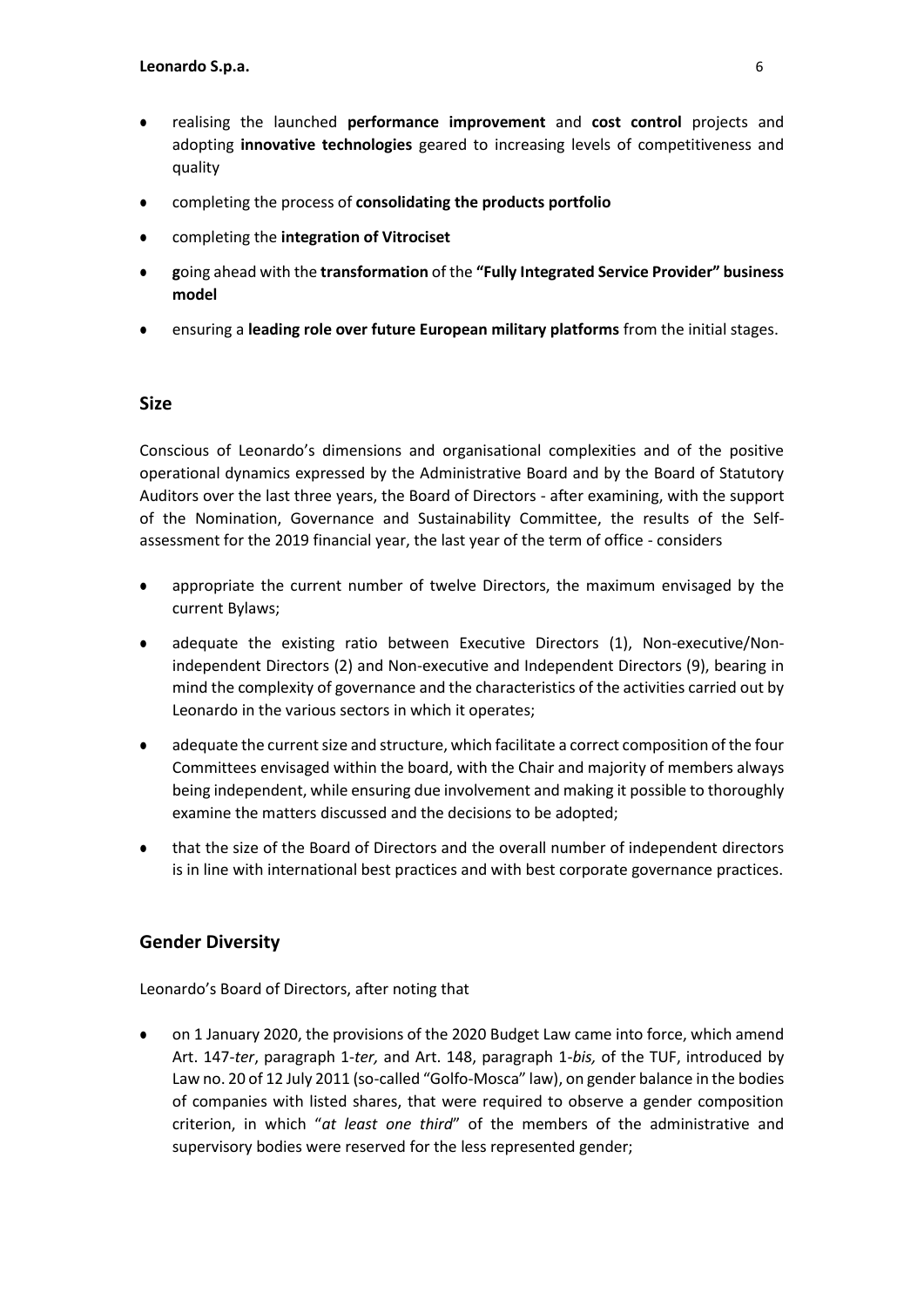- realising the launched **performance improvement** and **cost control** projects and adopting **innovative technologies** geared to increasing levels of competitiveness and quality
- completing the process of **consolidating the products portfolio**
- completing the **integration of Vitrociset**
- **g**oing ahead with the **transformation** of the **"Fully Integrated Service Provider" business model**
- ensuring a **leading role over future European military platforms** from the initial stages.

## Size

Conscious of Leonardo's dimensions and organisational complexities and of the positive operational dynamics expressed by the Administrative Board and by the Board of Statutory Auditors over the last three years, the Board of Directors - after examining, with the support of the Nomination, Governance and Sustainability Committee, the results of the Self-assessment for the 2019 financial year, the last year of the term of office - considers

- appropriate the current number of twelve Directors, the maximum envisaged by the current Bylaws;
- adequate the existing ratio between Executive Directors (1), Non-executive/Non-independent Directors (2) and Non-executive and Independent Directors (9), bearing in mind the complexity of governance and the characteristics of the activities carried out by Leonardo in the various sectors in which it operates;
- adequate the current size and structure, which facilitate a correct composition of the four Committees envisaged within the board, with the Chair and majority of members always being independent, while ensuring due involvement and making it possible to thoroughly examine the matters discussed and the decisions to be adopted;
- that the size of the Board of Directors and the overall number of independent directors is in line with international best practices and with best corporate governance practices.

## Gender Diversity

Leonardo's Board of Directors, after noting that

- on 1 January 2020, the provisions of the 2020 Budget Law came into force, which amend Art. 147-*ter*, paragraph 1-*ter,* and Art. 148, paragraph 1-*bis,* of the TUF, introduced by Law no. 20 of 12 July 2011 (so-called "Golfo-Mosca" law), on gender balance in the bodies of companies with listed shares, that were required to observe a gender composition criterion, in which "*at least one third*" of the members of the administrative and supervisory bodies were reserved for the less represented gender;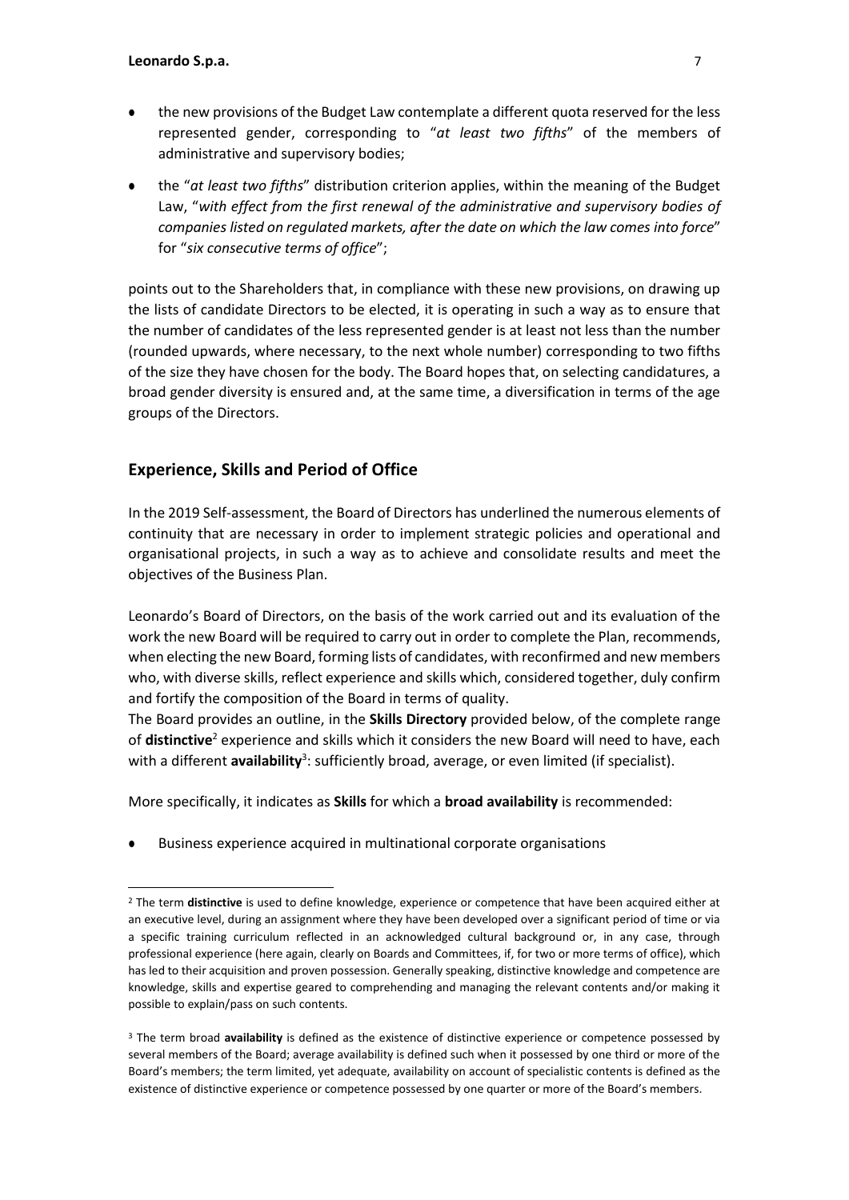- the new provisions of the Budget Law contemplate a different quota reserved for the less represented gender, corresponding to "*at least two fifths*" of the members of administrative and supervisory bodies;
- the "*at least two fifths*" distribution criterion applies, within the meaning of the Budget Law, "*with effect from the first renewal of the administrative and supervisory bodies of companies listed on regulated markets, after the date on which the law comes into force*" for "*six consecutive terms of office*";

points out to the Shareholders that, in compliance with these new provisions, on drawing up the lists of candidate Directors to be elected, it is operating in such a way as to ensure that the number of candidates of the less represented gender is at least not less than the number (rounded upwards, where necessary, to the next whole number) corresponding to two fifths of the size they have chosen for the body. The Board hopes that, on selecting candidatures, a broad gender diversity is ensured and, at the same time, a diversification in terms of the age groups of the Directors.

## Experience, Skills and Period of Office

In the 2019 Self-assessment, the Board of Directors has underlined the numerous elements of continuity that are necessary in order to implement strategic policies and operational and organisational projects, in such a way as to achieve and consolidate results and meet the objectives of the Business Plan.

Leonardo's Board of Directors, on the basis of the work carried out and its evaluation of the work the new Board will be required to carry out in order to complete the Plan, recommends, when electing the new Board, forming lists of candidates, with reconfirmed and new members who, with diverse skills, reflect experience and skills which, considered together, duly confirm and fortify the composition of the Board in terms of quality.

The Board provides an outline, in the **Skills Directory** provided below, of the complete range of **distinctive**[2] experience and skills which it considers the new Board will need to have, each with a different **availability**[3]: sufficiently broad, average, or even limited (if specialist).

More specifically, it indicates as **Skills** for which a **broad availability** is recommended:

- Business experience acquired in multinational corporate organisations

---

[2] The term **distinctive** is used to define knowledge, experience or competence that have been acquired either at an executive level, during an assignment where they have been developed over a significant period of time or via a specific training curriculum reflected in an acknowledged cultural background or, in any case, through professional experience (here again, clearly on Boards and Committees, if, for two or more terms of office), which has led to their acquisition and proven possession. Generally speaking, distinctive knowledge and competence are knowledge, skills and expertise geared to comprehending and managing the relevant contents and/or making it possible to explain/pass on such contents.

[3] The term broad **availability** is defined as the existence of distinctive experience or competence possessed by several members of the Board; average availability is defined such when it possessed by one third or more of the Board's members; the term limited, yet adequate, availability on account of specialistic contents is defined as the existence of distinctive experience or competence possessed by one quarter or more of the Board's members.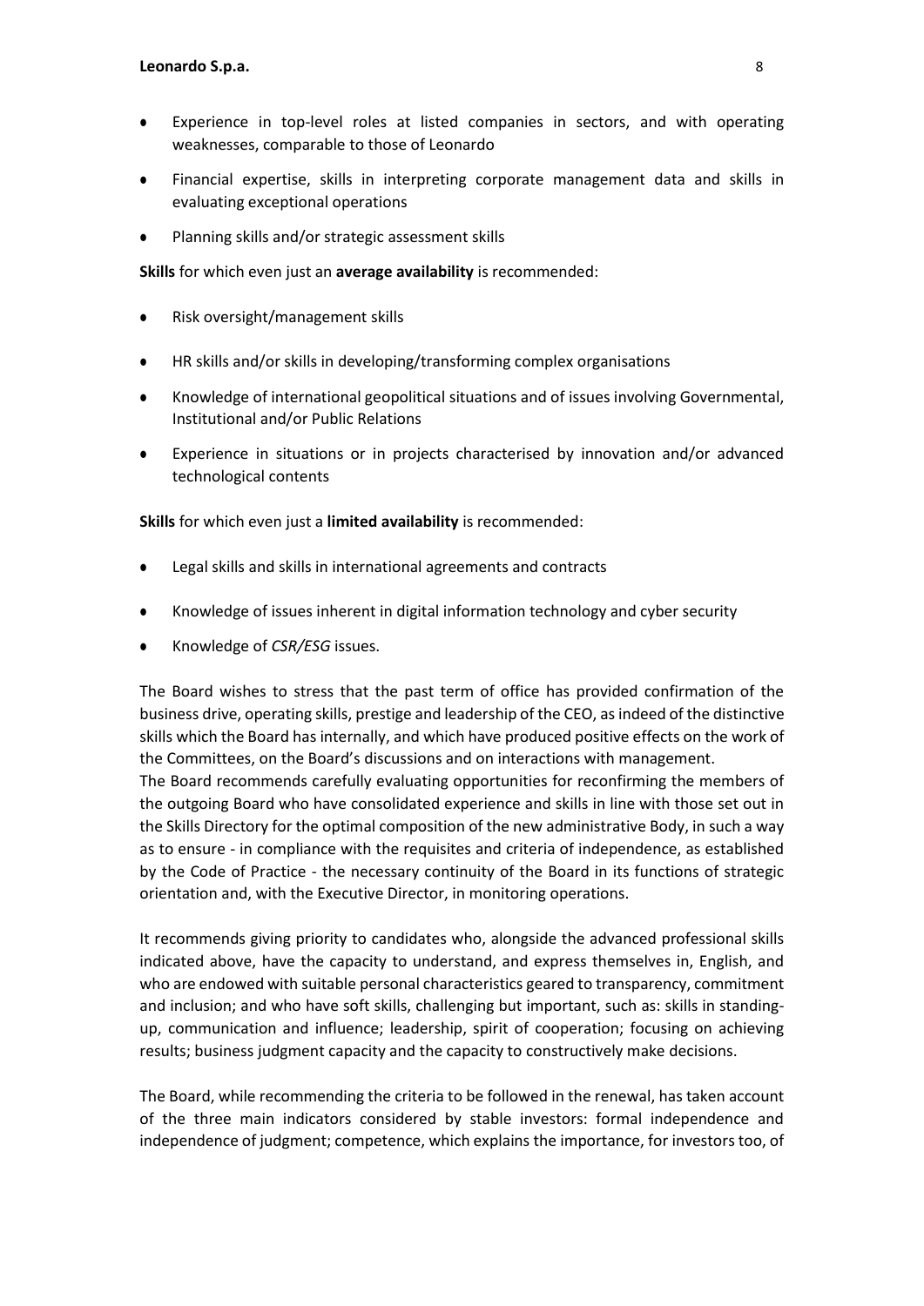- Experience in top-level roles at listed companies in sectors, and with operating weaknesses, comparable to those of Leonardo
- Financial expertise, skills in interpreting corporate management data and skills in evaluating exceptional operations
- Planning skills and/or strategic assessment skills

**Skills** for which even just an **average availability** is recommended:

- Risk oversight/management skills
- HR skills and/or skills in developing/transforming complex organisations
- Knowledge of international geopolitical situations and of issues involving Governmental, Institutional and/or Public Relations
- Experience in situations or in projects characterised by innovation and/or advanced technological contents

**Skills** for which even just a **limited availability** is recommended:

- Legal skills and skills in international agreements and contracts
- Knowledge of issues inherent in digital information technology and cyber security
- Knowledge of *CSR/ESG* issues.

The Board wishes to stress that the past term of office has provided confirmation of the business drive, operating skills, prestige and leadership of the CEO, as indeed of the distinctive skills which the Board has internally, and which have produced positive effects on the work of the Committees, on the Board's discussions and on interactions with management.
The Board recommends carefully evaluating opportunities for reconfirming the members of the outgoing Board who have consolidated experience and skills in line with those set out in the Skills Directory for the optimal composition of the new administrative Body, in such a way as to ensure - in compliance with the requisites and criteria of independence, as established by the Code of Practice - the necessary continuity of the Board in its functions of strategic orientation and, with the Executive Director, in monitoring operations.

It recommends giving priority to candidates who, alongside the advanced professional skills indicated above, have the capacity to understand, and express themselves in, English, and who are endowed with suitable personal characteristics geared to transparency, commitment and inclusion; and who have soft skills, challenging but important, such as: skills in standing-up, communication and influence; leadership, spirit of cooperation; focusing on achieving results; business judgment capacity and the capacity to constructively make decisions.

The Board, while recommending the criteria to be followed in the renewal, has taken account of the three main indicators considered by stable investors: formal independence and independence of judgment; competence, which explains the importance, for investors too, of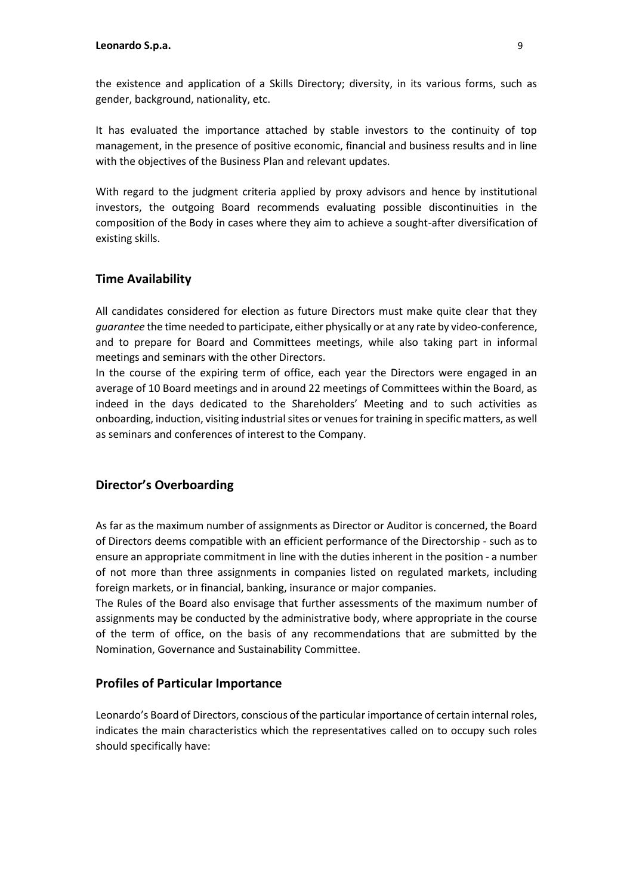the existence and application of a Skills Directory; diversity, in its various forms, such as gender, background, nationality, etc.

It has evaluated the importance attached by stable investors to the continuity of top management, in the presence of positive economic, financial and business results and in line with the objectives of the Business Plan and relevant updates.

With regard to the judgment criteria applied by proxy advisors and hence by institutional investors, the outgoing Board recommends evaluating possible discontinuities in the composition of the Body in cases where they aim to achieve a sought-after diversification of existing skills.

## Time Availability

All candidates considered for election as future Directors must make quite clear that they *guarantee* the time needed to participate, either physically or at any rate by video-conference, and to prepare for Board and Committees meetings, while also taking part in informal meetings and seminars with the other Directors.

In the course of the expiring term of office, each year the Directors were engaged in an average of 10 Board meetings and in around 22 meetings of Committees within the Board, as indeed in the days dedicated to the Shareholders' Meeting and to such activities as onboarding, induction, visiting industrial sites or venues for training in specific matters, as well as seminars and conferences of interest to the Company.

## Director's Overboarding

As far as the maximum number of assignments as Director or Auditor is concerned, the Board of Directors deems compatible with an efficient performance of the Directorship - such as to ensure an appropriate commitment in line with the duties inherent in the position - a number of not more than three assignments in companies listed on regulated markets, including foreign markets, or in financial, banking, insurance or major companies.

The Rules of the Board also envisage that further assessments of the maximum number of assignments may be conducted by the administrative body, where appropriate in the course of the term of office, on the basis of any recommendations that are submitted by the Nomination, Governance and Sustainability Committee.

## Profiles of Particular Importance

Leonardo's Board of Directors, conscious of the particular importance of certain internal roles, indicates the main characteristics which the representatives called on to occupy such roles should specifically have: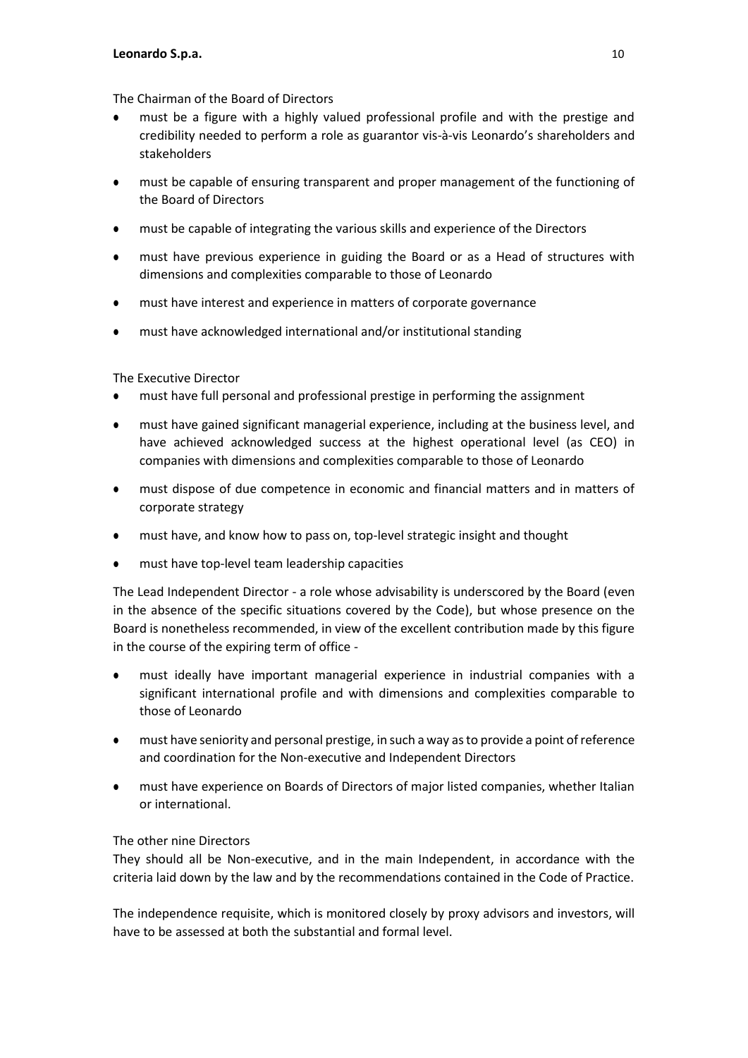The Chairman of the Board of Directors

- must be a figure with a highly valued professional profile and with the prestige and credibility needed to perform a role as guarantor vis-à-vis Leonardo's shareholders and stakeholders
- must be capable of ensuring transparent and proper management of the functioning of the Board of Directors
- must be capable of integrating the various skills and experience of the Directors
- must have previous experience in guiding the Board or as a Head of structures with dimensions and complexities comparable to those of Leonardo
- must have interest and experience in matters of corporate governance
- must have acknowledged international and/or institutional standing

The Executive Director

- must have full personal and professional prestige in performing the assignment
- must have gained significant managerial experience, including at the business level, and have achieved acknowledged success at the highest operational level (as CEO) in companies with dimensions and complexities comparable to those of Leonardo
- must dispose of due competence in economic and financial matters and in matters of corporate strategy
- must have, and know how to pass on, top-level strategic insight and thought
- must have top-level team leadership capacities

The Lead Independent Director - a role whose advisability is underscored by the Board (even in the absence of the specific situations covered by the Code), but whose presence on the Board is nonetheless recommended, in view of the excellent contribution made by this figure in the course of the expiring term of office -

- must ideally have important managerial experience in industrial companies with a significant international profile and with dimensions and complexities comparable to those of Leonardo
- must have seniority and personal prestige, in such a way as to provide a point of reference and coordination for the Non-executive and Independent Directors
- must have experience on Boards of Directors of major listed companies, whether Italian or international.

The other nine Directors

They should all be Non-executive, and in the main Independent, in accordance with the criteria laid down by the law and by the recommendations contained in the Code of Practice.

The independence requisite, which is monitored closely by proxy advisors and investors, will have to be assessed at both the substantial and formal level.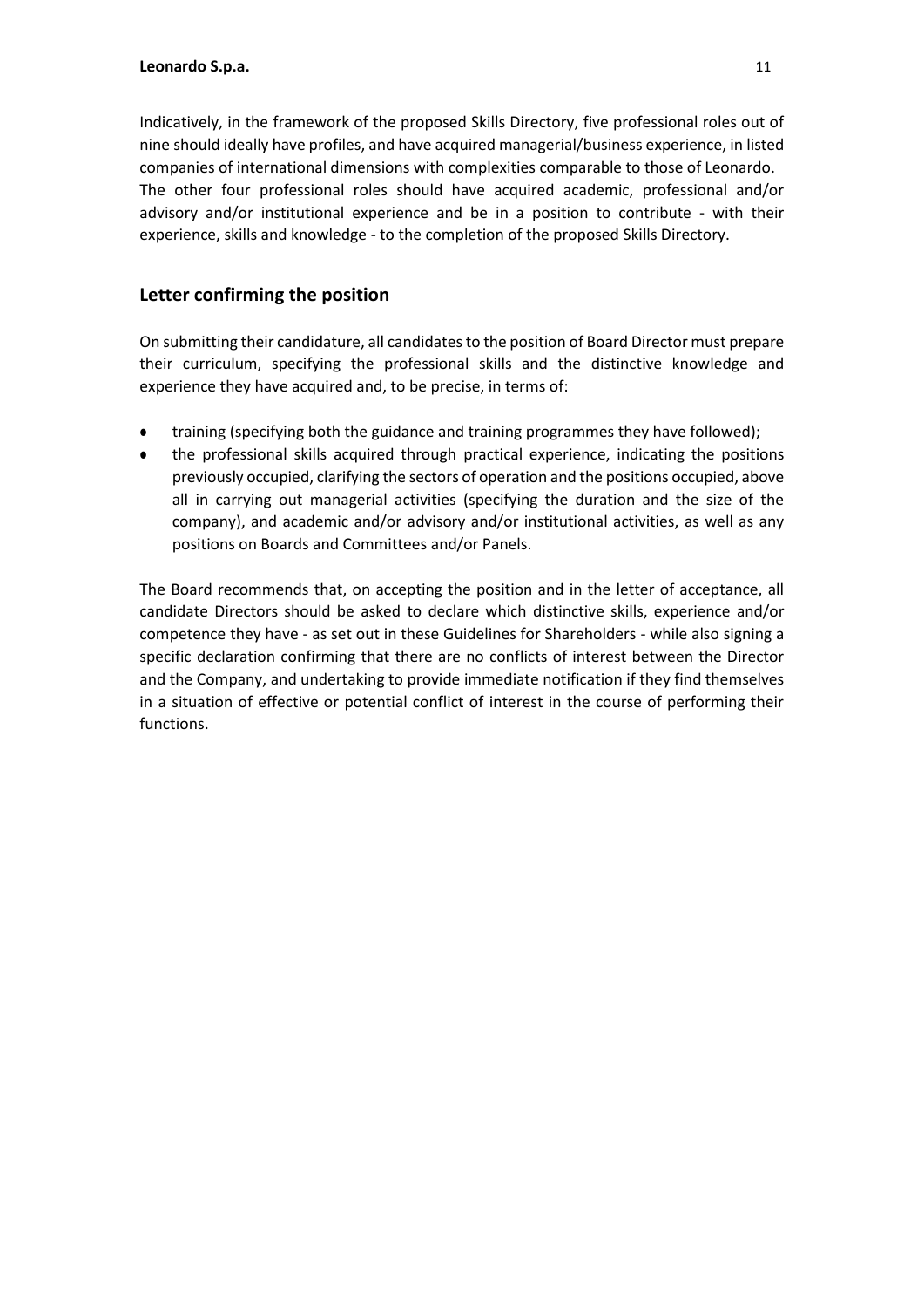Indicatively, in the framework of the proposed Skills Directory, five professional roles out of nine should ideally have profiles, and have acquired managerial/business experience, in listed companies of international dimensions with complexities comparable to those of Leonardo. The other four professional roles should have acquired academic, professional and/or advisory and/or institutional experience and be in a position to contribute - with their experience, skills and knowledge - to the completion of the proposed Skills Directory.

## Letter confirming the position

On submitting their candidature, all candidates to the position of Board Director must prepare their curriculum, specifying the professional skills and the distinctive knowledge and experience they have acquired and, to be precise, in terms of:

- training (specifying both the guidance and training programmes they have followed);
- the professional skills acquired through practical experience, indicating the positions previously occupied, clarifying the sectors of operation and the positions occupied, above all in carrying out managerial activities (specifying the duration and the size of the company), and academic and/or advisory and/or institutional activities, as well as any positions on Boards and Committees and/or Panels.

The Board recommends that, on accepting the position and in the letter of acceptance, all candidate Directors should be asked to declare which distinctive skills, experience and/or competence they have - as set out in these Guidelines for Shareholders - while also signing a specific declaration confirming that there are no conflicts of interest between the Director and the Company, and undertaking to provide immediate notification if they find themselves in a situation of effective or potential conflict of interest in the course of performing their functions.